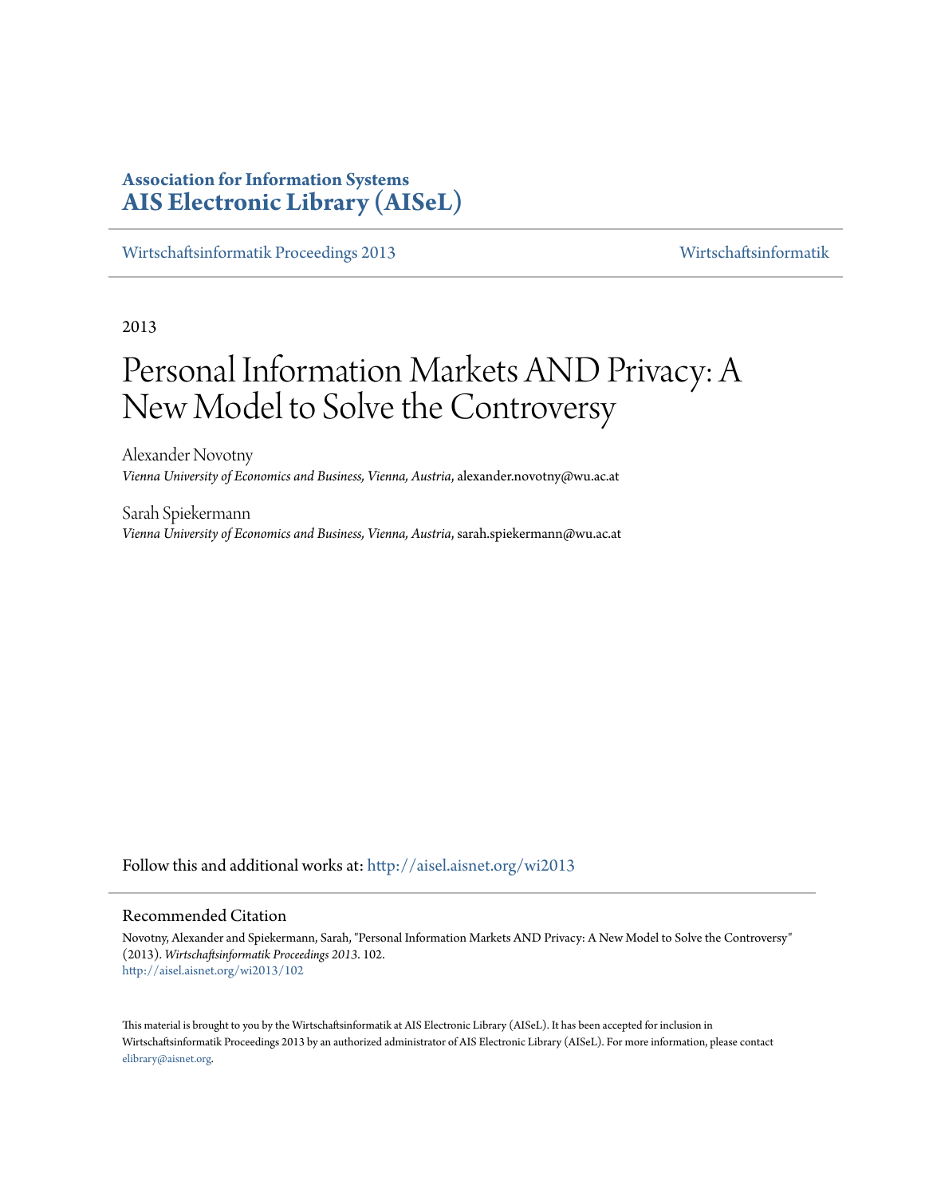**Association for Information Systems**
**AIS Electronic Library (AISeL)**

Wirtschaftsinformatik Proceedings 2013 | Wirtschaftsinformatik

2013

# Personal Information Markets AND Privacy: A New Model to Solve the Controversy

Alexander Novotny
*Vienna University of Economics and Business, Vienna, Austria*, alexander.novotny@wu.ac.at

Sarah Spiekermann
*Vienna University of Economics and Business, Vienna, Austria*, sarah.spiekermann@wu.ac.at

Follow this and additional works at: http://aisel.aisnet.org/wi2013

## Recommended Citation

Novotny, Alexander and Spiekermann, Sarah, "Personal Information Markets AND Privacy: A New Model to Solve the Controversy" (2013). *Wirtschaftsinformatik Proceedings 2013*. 102.
http://aisel.aisnet.org/wi2013/102

This material is brought to you by the Wirtschaftsinformatik at AIS Electronic Library (AISeL). It has been accepted for inclusion in Wirtschaftsinformatik Proceedings 2013 by an authorized administrator of AIS Electronic Library (AISeL). For more information, please contact elibrary@aisnet.org.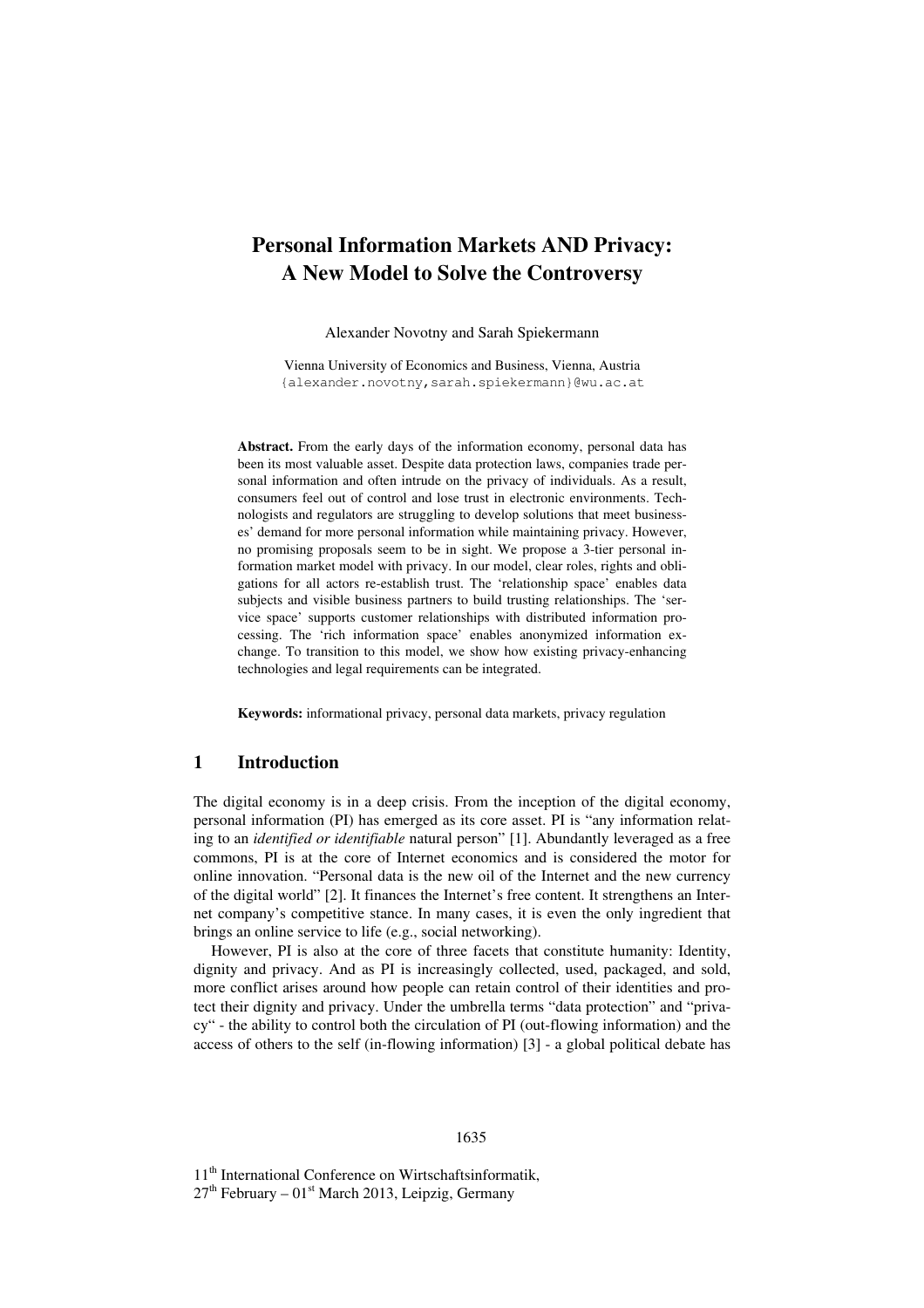# Personal Information Markets AND Privacy: A New Model to Solve the Controversy

Alexander Novotny and Sarah Spiekermann

Vienna University of Economics and Business, Vienna, Austria
{alexander.novotny,sarah.spiekermann}@wu.ac.at

**Abstract.** From the early days of the information economy, personal data has been its most valuable asset. Despite data protection laws, companies trade personal information and often intrude on the privacy of individuals. As a result, consumers feel out of control and lose trust in electronic environments. Technologists and regulators are struggling to develop solutions that meet businesses' demand for more personal information while maintaining privacy. However, no promising proposals seem to be in sight. We propose a 3-tier personal information market model with privacy. In our model, clear roles, rights and obligations for all actors re-establish trust. The 'relationship space' enables data subjects and visible business partners to build trusting relationships. The 'service space' supports customer relationships with distributed information processing. The 'rich information space' enables anonymized information exchange. To transition to this model, we show how existing privacy-enhancing technologies and legal requirements can be integrated.

**Keywords:** informational privacy, personal data markets, privacy regulation

## 1 Introduction

The digital economy is in a deep crisis. From the inception of the digital economy, personal information (PI) has emerged as its core asset. PI is "any information relating to an *identified or identifiable* natural person" [1]. Abundantly leveraged as a free commons, PI is at the core of Internet economics and is considered the motor for online innovation. "Personal data is the new oil of the Internet and the new currency of the digital world" [2]. It finances the Internet's free content. It strengthens an Internet company's competitive stance. In many cases, it is even the only ingredient that brings an online service to life (e.g., social networking).

However, PI is also at the core of three facets that constitute humanity: Identity, dignity and privacy. And as PI is increasingly collected, used, packaged, and sold, more conflict arises around how people can retain control of their identities and protect their dignity and privacy. Under the umbrella terms "data protection" and "privacy" - the ability to control both the circulation of PI (out-flowing information) and the access of others to the self (in-flowing information) [3] - a global political debate has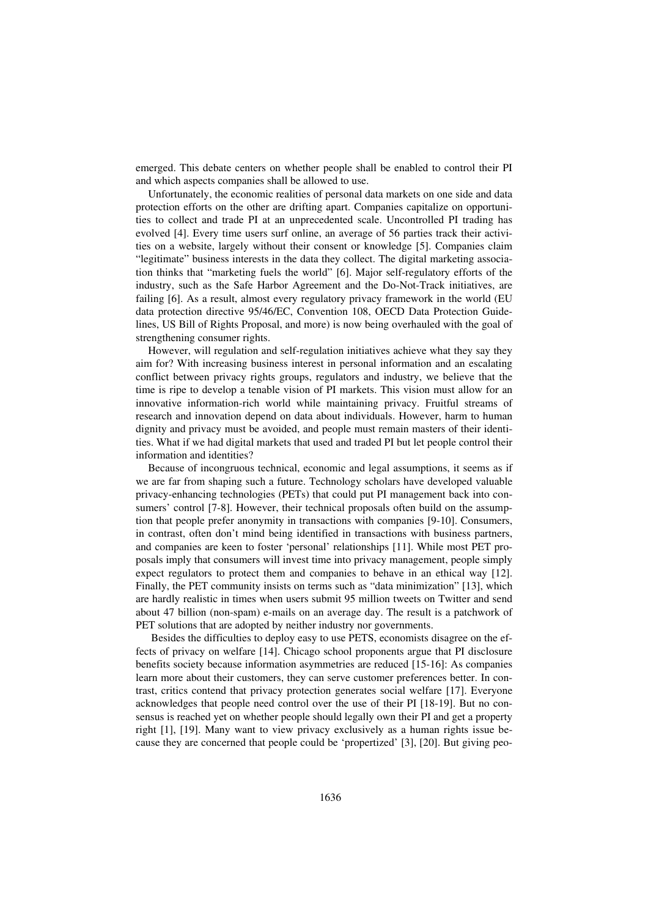emerged. This debate centers on whether people shall be enabled to control their PI and which aspects companies shall be allowed to use.

Unfortunately, the economic realities of personal data markets on one side and data protection efforts on the other are drifting apart. Companies capitalize on opportunities to collect and trade PI at an unprecedented scale. Uncontrolled PI trading has evolved [4]. Every time users surf online, an average of 56 parties track their activities on a website, largely without their consent or knowledge [5]. Companies claim "legitimate" business interests in the data they collect. The digital marketing association thinks that "marketing fuels the world" [6]. Major self-regulatory efforts of the industry, such as the Safe Harbor Agreement and the Do-Not-Track initiatives, are failing [6]. As a result, almost every regulatory privacy framework in the world (EU data protection directive 95/46/EC, Convention 108, OECD Data Protection Guidelines, US Bill of Rights Proposal, and more) is now being overhauled with the goal of strengthening consumer rights.

However, will regulation and self-regulation initiatives achieve what they say they aim for? With increasing business interest in personal information and an escalating conflict between privacy rights groups, regulators and industry, we believe that the time is ripe to develop a tenable vision of PI markets. This vision must allow for an innovative information-rich world while maintaining privacy. Fruitful streams of research and innovation depend on data about individuals. However, harm to human dignity and privacy must be avoided, and people must remain masters of their identities. What if we had digital markets that used and traded PI but let people control their information and identities?

Because of incongruous technical, economic and legal assumptions, it seems as if we are far from shaping such a future. Technology scholars have developed valuable privacy-enhancing technologies (PETs) that could put PI management back into consumers' control [7-8]. However, their technical proposals often build on the assumption that people prefer anonymity in transactions with companies [9-10]. Consumers, in contrast, often don't mind being identified in transactions with business partners, and companies are keen to foster 'personal' relationships [11]. While most PET proposals imply that consumers will invest time into privacy management, people simply expect regulators to protect them and companies to behave in an ethical way [12]. Finally, the PET community insists on terms such as "data minimization" [13], which are hardly realistic in times when users submit 95 million tweets on Twitter and send about 47 billion (non-spam) e-mails on an average day. The result is a patchwork of PET solutions that are adopted by neither industry nor governments.

Besides the difficulties to deploy easy to use PETS, economists disagree on the effects of privacy on welfare [14]. Chicago school proponents argue that PI disclosure benefits society because information asymmetries are reduced [15-16]: As companies learn more about their customers, they can serve customer preferences better. In contrast, critics contend that privacy protection generates social welfare [17]. Everyone acknowledges that people need control over the use of their PI [18-19]. But no consensus is reached yet on whether people should legally own their PI and get a property right [1], [19]. Many want to view privacy exclusively as a human rights issue because they are concerned that people could be 'propertized' [3], [20]. But giving peo-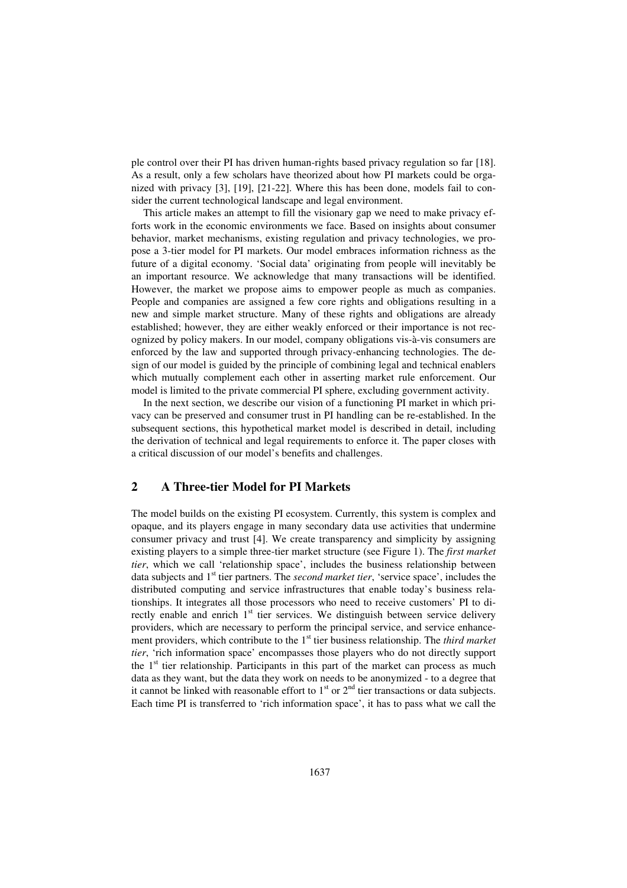ple control over their PI has driven human-rights based privacy regulation so far [18]. As a result, only a few scholars have theorized about how PI markets could be organized with privacy [3], [19], [21-22]. Where this has been done, models fail to consider the current technological landscape and legal environment.

This article makes an attempt to fill the visionary gap we need to make privacy efforts work in the economic environments we face. Based on insights about consumer behavior, market mechanisms, existing regulation and privacy technologies, we propose a 3-tier model for PI markets. Our model embraces information richness as the future of a digital economy. 'Social data' originating from people will inevitably be an important resource. We acknowledge that many transactions will be identified. However, the market we propose aims to empower people as much as companies. People and companies are assigned a few core rights and obligations resulting in a new and simple market structure. Many of these rights and obligations are already established; however, they are either weakly enforced or their importance is not recognized by policy makers. In our model, company obligations vis-à-vis consumers are enforced by the law and supported through privacy-enhancing technologies. The design of our model is guided by the principle of combining legal and technical enablers which mutually complement each other in asserting market rule enforcement. Our model is limited to the private commercial PI sphere, excluding government activity.

In the next section, we describe our vision of a functioning PI market in which privacy can be preserved and consumer trust in PI handling can be re-established. In the subsequent sections, this hypothetical market model is described in detail, including the derivation of technical and legal requirements to enforce it. The paper closes with a critical discussion of our model's benefits and challenges.

## 2 A Three-tier Model for PI Markets

The model builds on the existing PI ecosystem. Currently, this system is complex and opaque, and its players engage in many secondary data use activities that undermine consumer privacy and trust [4]. We create transparency and simplicity by assigning existing players to a simple three-tier market structure (see Figure 1). The *first market tier*, which we call 'relationship space', includes the business relationship between data subjects and 1st tier partners. The *second market tier*, 'service space', includes the distributed computing and service infrastructures that enable today's business relationships. It integrates all those processors who need to receive customers' PI to directly enable and enrich 1st tier services. We distinguish between service delivery providers, which are necessary to perform the principal service, and service enhancement providers, which contribute to the 1st tier business relationship. The *third market tier*, 'rich information space' encompasses those players who do not directly support the 1st tier relationship. Participants in this part of the market can process as much data as they want, but the data they work on needs to be anonymized - to a degree that it cannot be linked with reasonable effort to 1st or 2nd tier transactions or data subjects. Each time PI is transferred to 'rich information space', it has to pass what we call the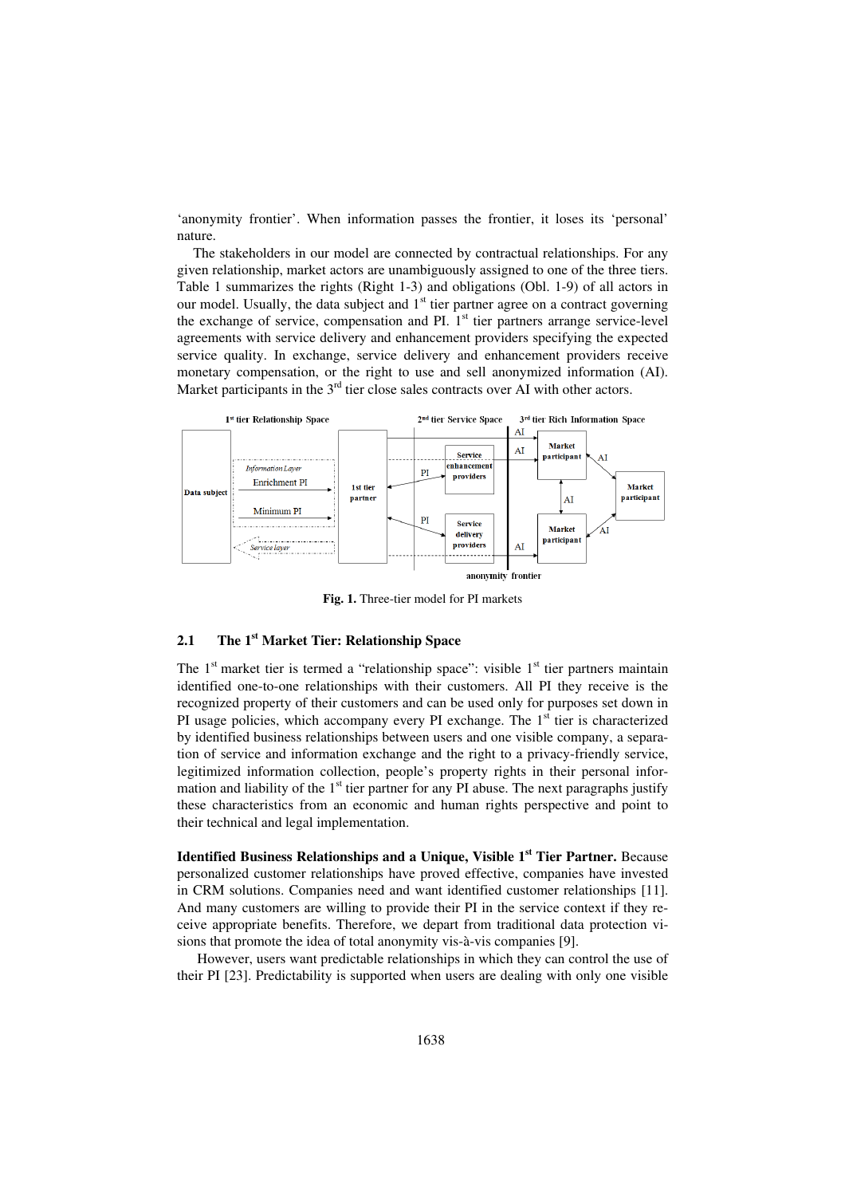'anonymity frontier'. When information passes the frontier, it loses its 'personal' nature.

The stakeholders in our model are connected by contractual relationships. For any given relationship, market actors are unambiguously assigned to one of the three tiers. Table 1 summarizes the rights (Right 1-3) and obligations (Obl. 1-9) of all actors in our model. Usually, the data subject and 1st tier partner agree on a contract governing the exchange of service, compensation and PI. 1st tier partners arrange service-level agreements with service delivery and enhancement providers specifying the expected service quality. In exchange, service delivery and enhancement providers receive monetary compensation, or the right to use and sell anonymized information (AI). Market participants in the 3rd tier close sales contracts over AI with other actors.

**Fig. 1.** Three-tier model for PI markets

## 2.1 The 1st Market Tier: Relationship Space

The 1st market tier is termed a "relationship space": visible 1st tier partners maintain identified one-to-one relationships with their customers. All PI they receive is the recognized property of their customers and can be used only for purposes set down in PI usage policies, which accompany every PI exchange. The 1st tier is characterized by identified business relationships between users and one visible company, a separation of service and information exchange and the right to a privacy-friendly service, legitimized information collection, people's property rights in their personal information and liability of the 1st tier partner for any PI abuse. The next paragraphs justify these characteristics from an economic and human rights perspective and point to their technical and legal implementation.

**Identified Business Relationships and a Unique, Visible 1st Tier Partner.** Because personalized customer relationships have proved effective, companies have invested in CRM solutions. Companies need and want identified customer relationships [11]. And many customers are willing to provide their PI in the service context if they receive appropriate benefits. Therefore, we depart from traditional data protection visions that promote the idea of total anonymity vis-à-vis companies [9].

However, users want predictable relationships in which they can control the use of their PI [23]. Predictability is supported when users are dealing with only one visible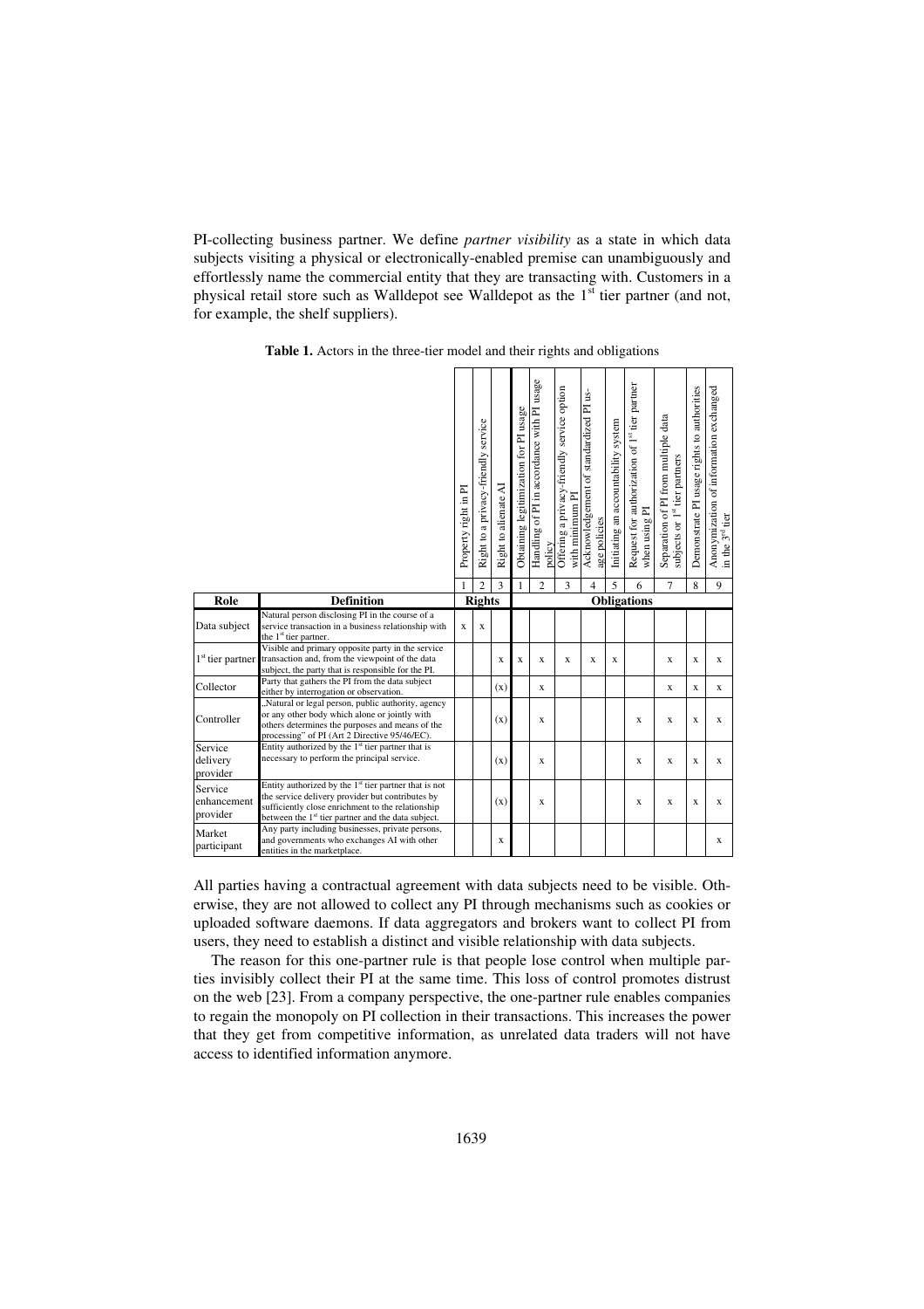PI-collecting business partner. We define *partner visibility* as a state in which data subjects visiting a physical or electronically-enabled premise can unambiguously and effortlessly name the commercial entity that they are transacting with. Customers in a physical retail store such as Walldepot see Walldepot as the 1st tier partner (and not, for example, the shelf suppliers).

**Table 1.** Actors in the three-tier model and their rights and obligations

| | | Property right in PI | Right to a privacy-friendly service | Right to alienate AI | Obtaining legitimization for PI usage | Handling of PI in accordance with PI usage policy | Offering a privacy-friendly service option with minimum PI | Acknowledgement of standardized PI usage policies | Initiating an accountability system | Request for authorization of 1st tier partner when using PI | Separation of PI from multiple data subjects or 1st tier partners | Demonstrate PI usage rights to authorities | Anonymization of information exchanged in the 3rd tier |
|---|---|---|---|---|---|---|---|---|---|---|---|---|---|
| | | 1 | 2 | 3 | 1 | 2 | 3 | 4 | 5 | 6 | 7 | 8 | 9 |
| **Role** | **Definition** | **Rights** | | | **Obligations** | | | | | | | | |
| Data subject | Natural person disclosing PI in the course of a service transaction in a business relationship with the 1st tier partner. | x | x | | | | | | | | | | |
| 1st tier partner | Visible and primary opposite party in the service transaction and, from the viewpoint of the data subject, the party that is responsible for the PI. | | | x | x | x | x | x | x | | x | x | x |
| Collector | Party that gathers the PI from the data subject either by interrogation or observation. | | | (x) | | x | | | | | x | x | x |
| Controller | „Natural or legal person, public authority, agency or any other body which alone or jointly with others determines the purposes and means of the processing" of PI (Art 2 Directive 95/46/EC). | | | (x) | | x | | | | x | x | x | x |
| Service delivery provider | Entity authorized by the 1st tier partner that is necessary to perform the principal service. | | | (x) | | x | | | | x | x | x | x |
| Service enhancement provider | Entity authorized by the 1st tier partner that is not the service delivery provider but contributes by sufficiently close enrichment to the relationship between the 1st tier partner and the data subject. | | | (x) | | x | | | | x | x | x | x |
| Market participant | Any party including businesses, private persons, and governments who exchanges AI with other entities in the marketplace. | | | x | | | | | | | | | x |

All parties having a contractual agreement with data subjects need to be visible. Otherwise, they are not allowed to collect any PI through mechanisms such as cookies or uploaded software daemons. If data aggregators and brokers want to collect PI from users, they need to establish a distinct and visible relationship with data subjects.

The reason for this one-partner rule is that people lose control when multiple parties invisibly collect their PI at the same time. This loss of control promotes distrust on the web [23]. From a company perspective, the one-partner rule enables companies to regain the monopoly on PI collection in their transactions. This increases the power that they get from competitive information, as unrelated data traders will not have access to identified information anymore.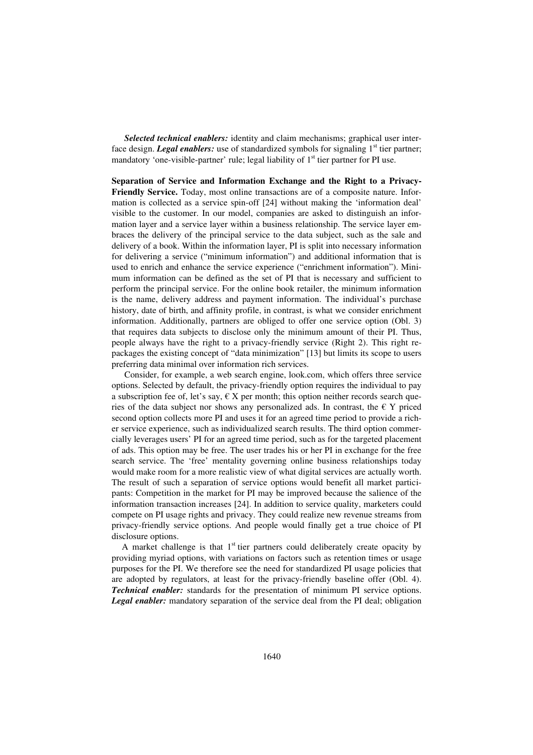***Selected technical enablers:*** identity and claim mechanisms; graphical user interface design. ***Legal enablers:*** use of standardized symbols for signaling 1st tier partner; mandatory 'one-visible-partner' rule; legal liability of 1st tier partner for PI use.

**Separation of Service and Information Exchange and the Right to a Privacy-Friendly Service.** Today, most online transactions are of a composite nature. Information is collected as a service spin-off [24] without making the 'information deal' visible to the customer. In our model, companies are asked to distinguish an information layer and a service layer within a business relationship. The service layer embraces the delivery of the principal service to the data subject, such as the sale and delivery of a book. Within the information layer, PI is split into necessary information for delivering a service ("minimum information") and additional information that is used to enrich and enhance the service experience ("enrichment information"). Minimum information can be defined as the set of PI that is necessary and sufficient to perform the principal service. For the online book retailer, the minimum information is the name, delivery address and payment information. The individual's purchase history, date of birth, and affinity profile, in contrast, is what we consider enrichment information. Additionally, partners are obliged to offer one service option (Obl. 3) that requires data subjects to disclose only the minimum amount of their PI. Thus, people always have the right to a privacy-friendly service (Right 2). This right repackages the existing concept of "data minimization" [13] but limits its scope to users preferring data minimal over information rich services.

Consider, for example, a web search engine, look.com, which offers three service options. Selected by default, the privacy-friendly option requires the individual to pay a subscription fee of, let's say, € X per month; this option neither records search queries of the data subject nor shows any personalized ads. In contrast, the € Y priced second option collects more PI and uses it for an agreed time period to provide a richer service experience, such as individualized search results. The third option commercially leverages users' PI for an agreed time period, such as for the targeted placement of ads. This option may be free. The user trades his or her PI in exchange for the free search service. The 'free' mentality governing online business relationships today would make room for a more realistic view of what digital services are actually worth. The result of such a separation of service options would benefit all market participants: Competition in the market for PI may be improved because the salience of the information transaction increases [24]. In addition to service quality, marketers could compete on PI usage rights and privacy. They could realize new revenue streams from privacy-friendly service options. And people would finally get a true choice of PI disclosure options.

A market challenge is that 1st tier partners could deliberately create opacity by providing myriad options, with variations on factors such as retention times or usage purposes for the PI. We therefore see the need for standardized PI usage policies that are adopted by regulators, at least for the privacy-friendly baseline offer (Obl. 4). ***Technical enabler:*** standards for the presentation of minimum PI service options. ***Legal enabler:*** mandatory separation of the service deal from the PI deal; obligation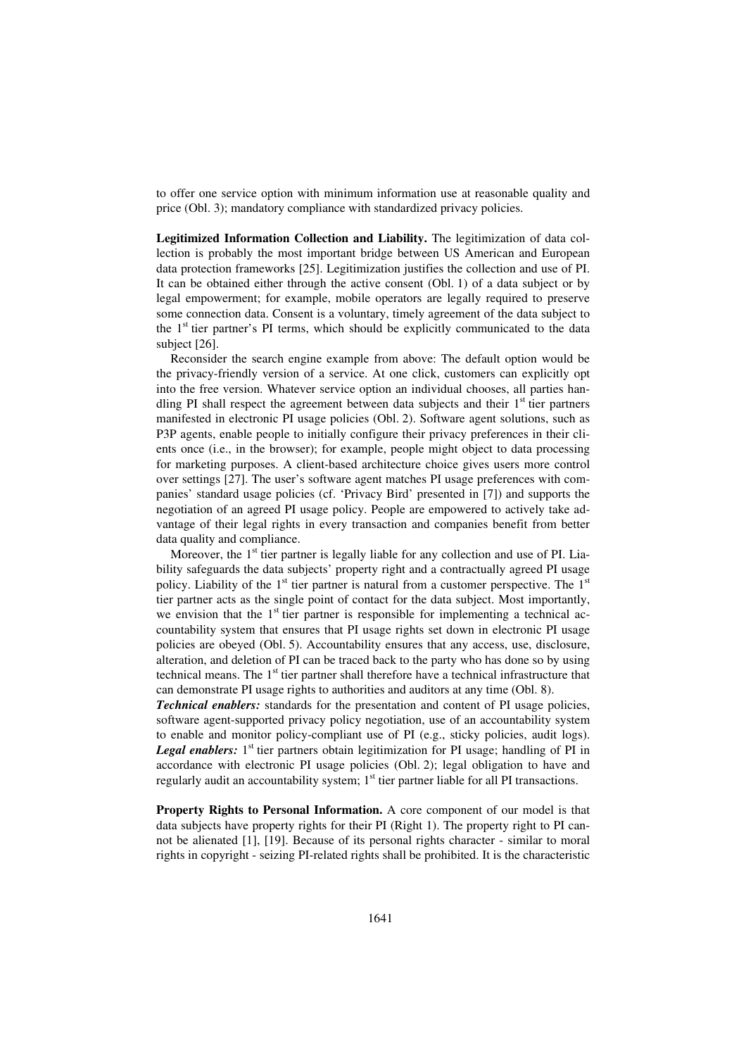to offer one service option with minimum information use at reasonable quality and price (Obl. 3); mandatory compliance with standardized privacy policies.

**Legitimized Information Collection and Liability.** The legitimization of data collection is probably the most important bridge between US American and European data protection frameworks [25]. Legitimization justifies the collection and use of PI. It can be obtained either through the active consent (Obl. 1) of a data subject or by legal empowerment; for example, mobile operators are legally required to preserve some connection data. Consent is a voluntary, timely agreement of the data subject to the 1st tier partner's PI terms, which should be explicitly communicated to the data subject [26].

Reconsider the search engine example from above: The default option would be the privacy-friendly version of a service. At one click, customers can explicitly opt into the free version. Whatever service option an individual chooses, all parties handling PI shall respect the agreement between data subjects and their 1st tier partners manifested in electronic PI usage policies (Obl. 2). Software agent solutions, such as P3P agents, enable people to initially configure their privacy preferences in their clients once (i.e., in the browser); for example, people might object to data processing for marketing purposes. A client-based architecture choice gives users more control over settings [27]. The user's software agent matches PI usage preferences with companies' standard usage policies (cf. 'Privacy Bird' presented in [7]) and supports the negotiation of an agreed PI usage policy. People are empowered to actively take advantage of their legal rights in every transaction and companies benefit from better data quality and compliance.

Moreover, the 1st tier partner is legally liable for any collection and use of PI. Liability safeguards the data subjects' property right and a contractually agreed PI usage policy. Liability of the 1st tier partner is natural from a customer perspective. The 1st tier partner acts as the single point of contact for the data subject. Most importantly, we envision that the 1st tier partner is responsible for implementing a technical accountability system that ensures that PI usage rights set down in electronic PI usage policies are obeyed (Obl. 5). Accountability ensures that any access, use, disclosure, alteration, and deletion of PI can be traced back to the party who has done so by using technical means. The 1st tier partner shall therefore have a technical infrastructure that can demonstrate PI usage rights to authorities and auditors at any time (Obl. 8).

***Technical enablers:*** standards for the presentation and content of PI usage policies, software agent-supported privacy policy negotiation, use of an accountability system to enable and monitor policy-compliant use of PI (e.g., sticky policies, audit logs).
***Legal enablers:*** 1st tier partners obtain legitimization for PI usage; handling of PI in accordance with electronic PI usage policies (Obl. 2); legal obligation to have and regularly audit an accountability system; 1st tier partner liable for all PI transactions.

**Property Rights to Personal Information.** A core component of our model is that data subjects have property rights for their PI (Right 1). The property right to PI cannot be alienated [1], [19]. Because of its personal rights character - similar to moral rights in copyright - seizing PI-related rights shall be prohibited. It is the characteristic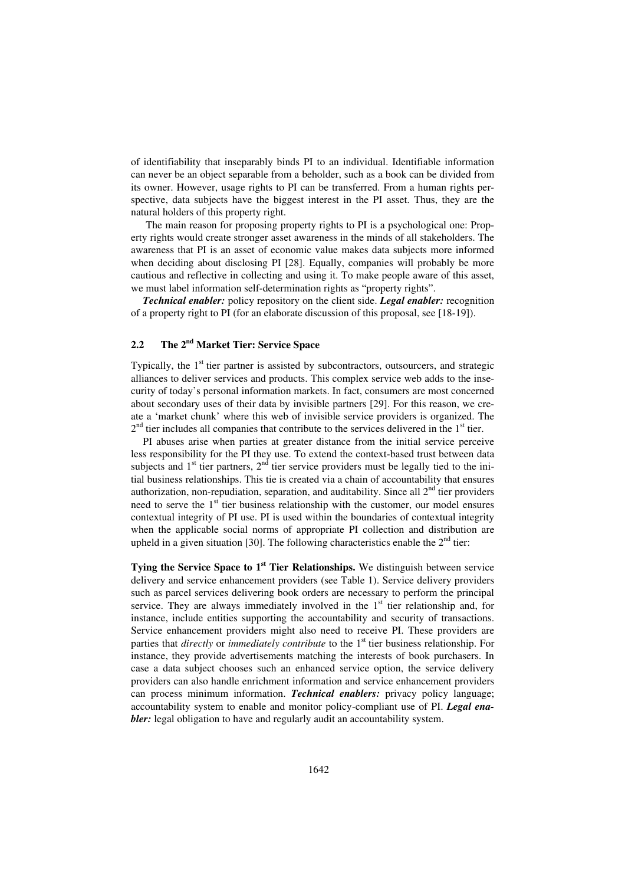of identifiability that inseparably binds PI to an individual. Identifiable information can never be an object separable from a beholder, such as a book can be divided from its owner. However, usage rights to PI can be transferred. From a human rights perspective, data subjects have the biggest interest in the PI asset. Thus, they are the natural holders of this property right.

The main reason for proposing property rights to PI is a psychological one: Property rights would create stronger asset awareness in the minds of all stakeholders. The awareness that PI is an asset of economic value makes data subjects more informed when deciding about disclosing PI [28]. Equally, companies will probably be more cautious and reflective in collecting and using it. To make people aware of this asset, we must label information self-determination rights as "property rights".

***Technical enabler:*** policy repository on the client side. ***Legal enabler:*** recognition of a property right to PI (for an elaborate discussion of this proposal, see [18-19]).

### 2.2 The 2nd Market Tier: Service Space

Typically, the 1st tier partner is assisted by subcontractors, outsourcers, and strategic alliances to deliver services and products. This complex service web adds to the insecurity of today's personal information markets. In fact, consumers are most concerned about secondary uses of their data by invisible partners [29]. For this reason, we create a 'market chunk' where this web of invisible service providers is organized. The 2nd tier includes all companies that contribute to the services delivered in the 1st tier.

PI abuses arise when parties at greater distance from the initial service perceive less responsibility for the PI they use. To extend the context-based trust between data subjects and 1st tier partners, 2nd tier service providers must be legally tied to the initial business relationships. This tie is created via a chain of accountability that ensures authorization, non-repudiation, separation, and auditability. Since all 2nd tier providers need to serve the 1st tier business relationship with the customer, our model ensures contextual integrity of PI use. PI is used within the boundaries of contextual integrity when the applicable social norms of appropriate PI collection and distribution are upheld in a given situation [30]. The following characteristics enable the 2nd tier:

**Tying the Service Space to 1st Tier Relationships.** We distinguish between service delivery and service enhancement providers (see Table 1). Service delivery providers such as parcel services delivering book orders are necessary to perform the principal service. They are always immediately involved in the 1st tier relationship and, for instance, include entities supporting the accountability and security of transactions. Service enhancement providers might also need to receive PI. These providers are parties that *directly* or *immediately contribute* to the 1st tier business relationship. For instance, they provide advertisements matching the interests of book purchasers. In case a data subject chooses such an enhanced service option, the service delivery providers can also handle enrichment information and service enhancement providers can process minimum information. ***Technical enablers:*** privacy policy language; accountability system to enable and monitor policy-compliant use of PI. ***Legal enabler:*** legal obligation to have and regularly audit an accountability system.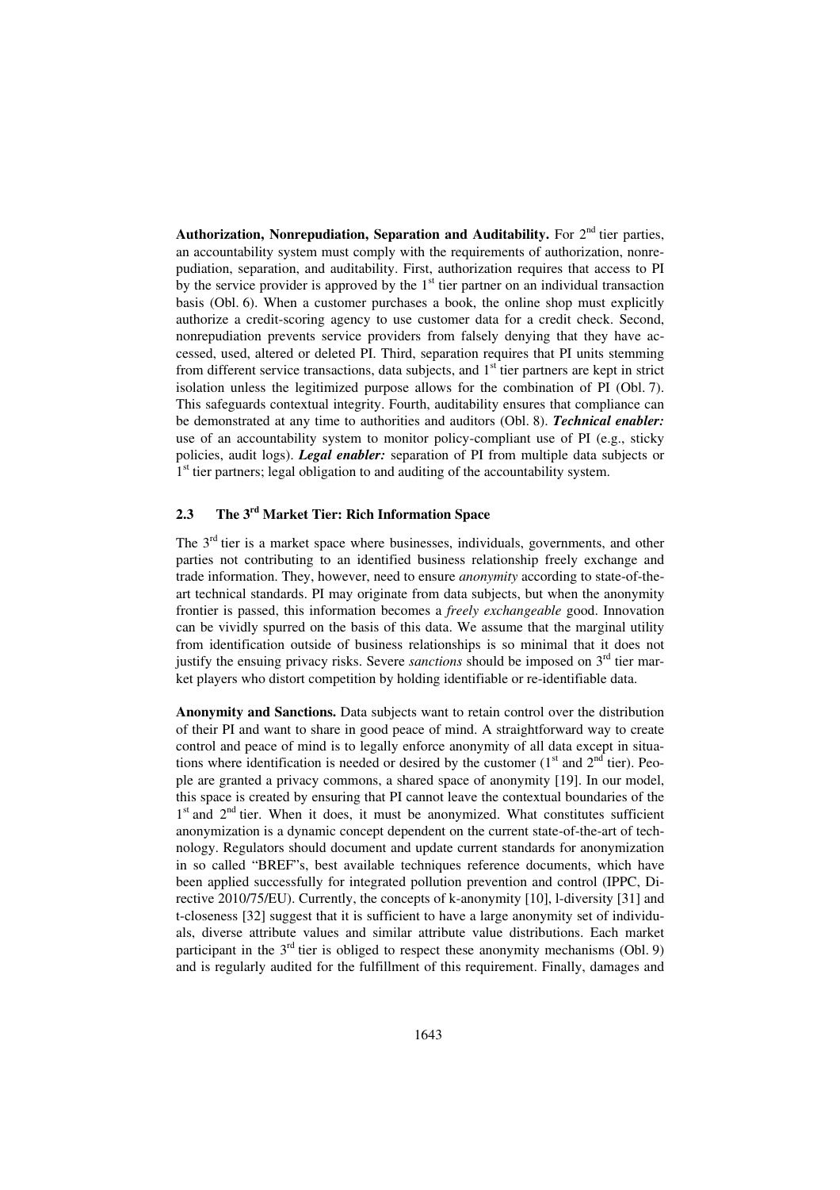**Authorization, Nonrepudiation, Separation and Auditability.** For 2nd tier parties, an accountability system must comply with the requirements of authorization, nonrepudiation, separation, and auditability. First, authorization requires that access to PI by the service provider is approved by the 1st tier partner on an individual transaction basis (Obl. 6). When a customer purchases a book, the online shop must explicitly authorize a credit-scoring agency to use customer data for a credit check. Second, nonrepudiation prevents service providers from falsely denying that they have accessed, used, altered or deleted PI. Third, separation requires that PI units stemming from different service transactions, data subjects, and 1st tier partners are kept in strict isolation unless the legitimized purpose allows for the combination of PI (Obl. 7). This safeguards contextual integrity. Fourth, auditability ensures that compliance can be demonstrated at any time to authorities and auditors (Obl. 8). ***Technical enabler:*** use of an accountability system to monitor policy-compliant use of PI (e.g., sticky policies, audit logs). ***Legal enabler:*** separation of PI from multiple data subjects or 1st tier partners; legal obligation to and auditing of the accountability system.

### 2.3 The 3rd Market Tier: Rich Information Space

The 3rd tier is a market space where businesses, individuals, governments, and other parties not contributing to an identified business relationship freely exchange and trade information. They, however, need to ensure *anonymity* according to state-of-the-art technical standards. PI may originate from data subjects, but when the anonymity frontier is passed, this information becomes a *freely exchangeable* good. Innovation can be vividly spurred on the basis of this data. We assume that the marginal utility from identification outside of business relationships is so minimal that it does not justify the ensuing privacy risks. Severe *sanctions* should be imposed on 3rd tier market players who distort competition by holding identifiable or re-identifiable data.

**Anonymity and Sanctions.** Data subjects want to retain control over the distribution of their PI and want to share in good peace of mind. A straightforward way to create control and peace of mind is to legally enforce anonymity of all data except in situations where identification is needed or desired by the customer (1st and 2nd tier). People are granted a privacy commons, a shared space of anonymity [19]. In our model, this space is created by ensuring that PI cannot leave the contextual boundaries of the 1st and 2nd tier. When it does, it must be anonymized. What constitutes sufficient anonymization is a dynamic concept dependent on the current state-of-the-art of technology. Regulators should document and update current standards for anonymization in so called "BREF"s, best available techniques reference documents, which have been applied successfully for integrated pollution prevention and control (IPPC, Directive 2010/75/EU). Currently, the concepts of k-anonymity [10], l-diversity [31] and t-closeness [32] suggest that it is sufficient to have a large anonymity set of individuals, diverse attribute values and similar attribute value distributions. Each market participant in the 3rd tier is obliged to respect these anonymity mechanisms (Obl. 9) and is regularly audited for the fulfillment of this requirement. Finally, damages and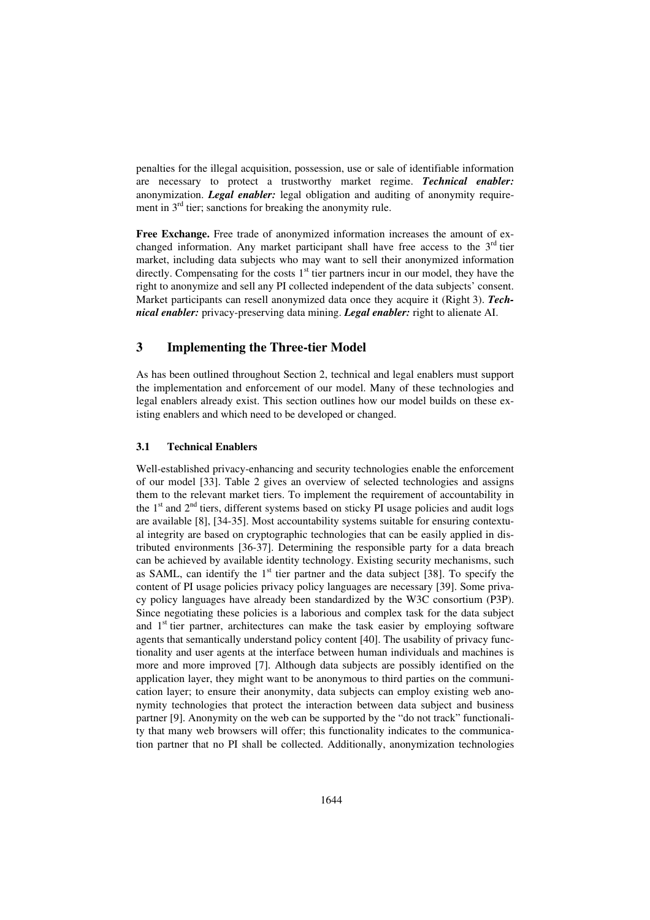penalties for the illegal acquisition, possession, use or sale of identifiable information are necessary to protect a trustworthy market regime. ***Technical enabler:*** anonymization. ***Legal enabler:*** legal obligation and auditing of anonymity requirement in 3rd tier; sanctions for breaking the anonymity rule.

**Free Exchange.** Free trade of anonymized information increases the amount of exchanged information. Any market participant shall have free access to the 3rd tier market, including data subjects who may want to sell their anonymized information directly. Compensating for the costs 1st tier partners incur in our model, they have the right to anonymize and sell any PI collected independent of the data subjects' consent. Market participants can resell anonymized data once they acquire it (Right 3). ***Technical enabler:*** privacy-preserving data mining. ***Legal enabler:*** right to alienate AI.

## 3 Implementing the Three-tier Model

As has been outlined throughout Section 2, technical and legal enablers must support the implementation and enforcement of our model. Many of these technologies and legal enablers already exist. This section outlines how our model builds on these existing enablers and which need to be developed or changed.

### 3.1 Technical Enablers

Well-established privacy-enhancing and security technologies enable the enforcement of our model [33]. Table 2 gives an overview of selected technologies and assigns them to the relevant market tiers. To implement the requirement of accountability in the 1st and 2nd tiers, different systems based on sticky PI usage policies and audit logs are available [8], [34-35]. Most accountability systems suitable for ensuring contextual integrity are based on cryptographic technologies that can be easily applied in distributed environments [36-37]. Determining the responsible party for a data breach can be achieved by available identity technology. Existing security mechanisms, such as SAML, can identify the 1st tier partner and the data subject [38]. To specify the content of PI usage policies privacy policy languages are necessary [39]. Some privacy policy languages have already been standardized by the W3C consortium (P3P). Since negotiating these policies is a laborious and complex task for the data subject and 1st tier partner, architectures can make the task easier by employing software agents that semantically understand policy content [40]. The usability of privacy functionality and user agents at the interface between human individuals and machines is more and more improved [7]. Although data subjects are possibly identified on the application layer, they might want to be anonymous to third parties on the communication layer; to ensure their anonymity, data subjects can employ existing web anonymity technologies that protect the interaction between data subject and business partner [9]. Anonymity on the web can be supported by the "do not track" functionality that many web browsers will offer; this functionality indicates to the communication partner that no PI shall be collected. Additionally, anonymization technologies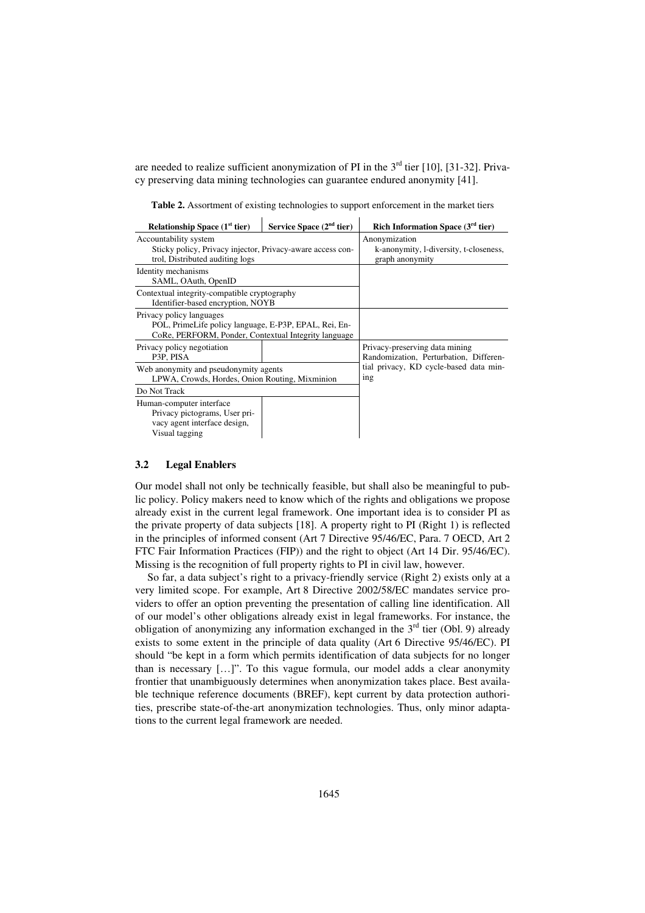are needed to realize sufficient anonymization of PI in the 3rd tier [10], [31-32]. Privacy preserving data mining technologies can guarantee endured anonymity [41].

**Table 2.** Assortment of existing technologies to support enforcement in the market tiers

| Relationship Space (1st tier) | Service Space (2nd tier) | Rich Information Space (3rd tier) |
|---|---|---|
| Accountability system<br>Sticky policy, Privacy injector, Privacy-aware access control, Distributed auditing logs | | Anonymization<br>k-anonymity, l-diversity, t-closeness, graph anonymity |
| Identity mechanisms<br>SAML, OAuth, OpenID | | |
| Contextual integrity-compatible cryptography<br>Identifier-based encryption, NOYB | | |
| Privacy policy languages<br>POL, PrimeLife policy language, E-P3P, EPAL, Rei, EnCoRe, PERFORM, Ponder, Contextual Integrity language | | |
| Privacy policy negotiation<br>P3P, PISA | | Privacy-preserving data mining<br>Randomization, Perturbation, Differential privacy, KD cycle-based data mining |
| Web anonymity and pseudonymity agents<br>LPWA, Crowds, Hordes, Onion Routing, Mixminion | | |
| Do Not Track | | |
| Human-computer interface<br>Privacy pictograms, User privacy agent interface design, Visual tagging | | |

### 3.2 Legal Enablers

Our model shall not only be technically feasible, but shall also be meaningful to public policy. Policy makers need to know which of the rights and obligations we propose already exist in the current legal framework. One important idea is to consider PI as the private property of data subjects [18]. A property right to PI (Right 1) is reflected in the principles of informed consent (Art 7 Directive 95/46/EC, Para. 7 OECD, Art 2 FTC Fair Information Practices (FIP)) and the right to object (Art 14 Dir. 95/46/EC). Missing is the recognition of full property rights to PI in civil law, however.

So far, a data subject's right to a privacy-friendly service (Right 2) exists only at a very limited scope. For example, Art 8 Directive 2002/58/EC mandates service providers to offer an option preventing the presentation of calling line identification. All of our model's other obligations already exist in legal frameworks. For instance, the obligation of anonymizing any information exchanged in the 3rd tier (Obl. 9) already exists to some extent in the principle of data quality (Art 6 Directive 95/46/EC). PI should "be kept in a form which permits identification of data subjects for no longer than is necessary […]". To this vague formula, our model adds a clear anonymity frontier that unambiguously determines when anonymization takes place. Best available technique reference documents (BREF), kept current by data protection authorities, prescribe state-of-the-art anonymization technologies. Thus, only minor adaptations to the current legal framework are needed.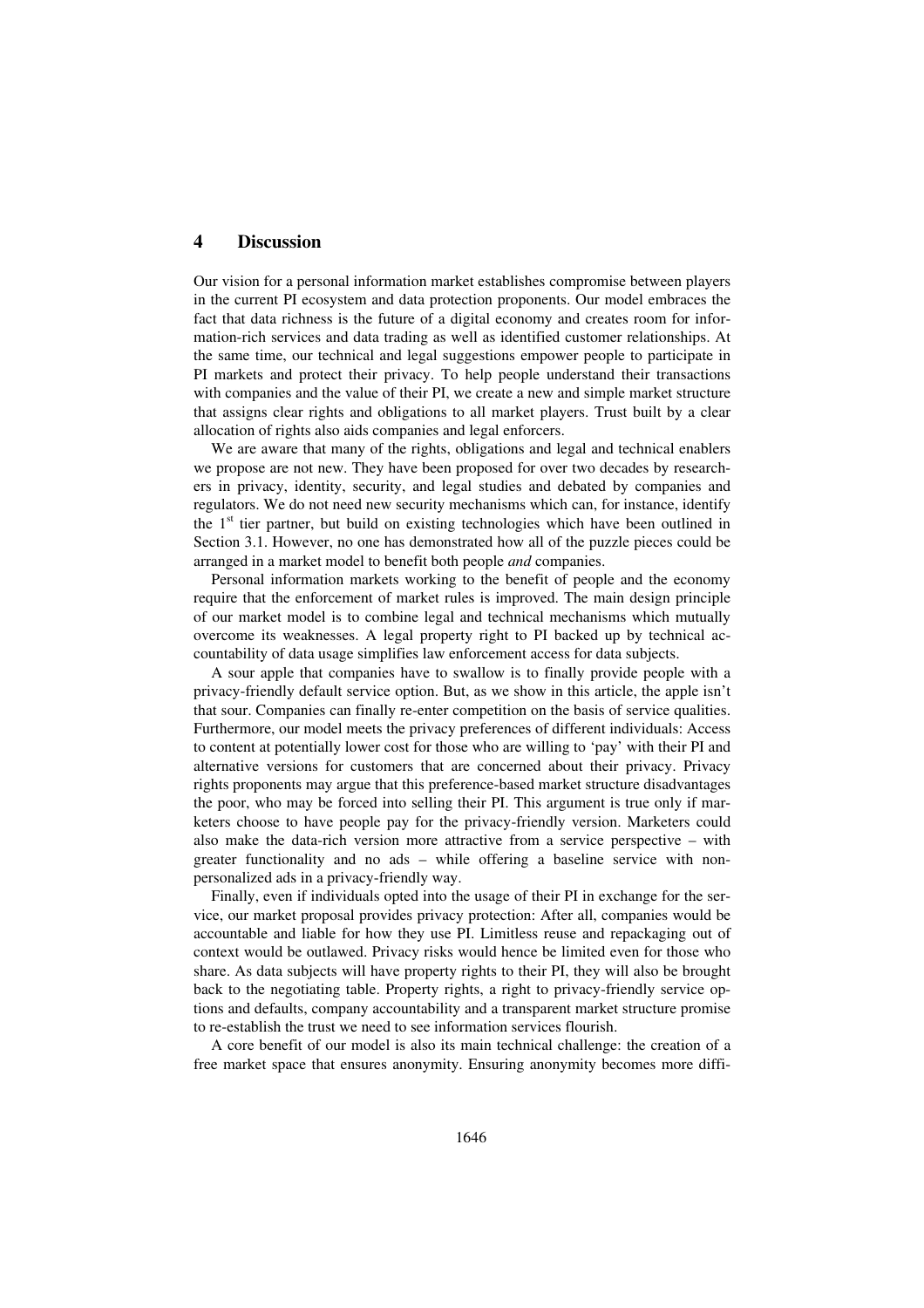## 4 Discussion

Our vision for a personal information market establishes compromise between players in the current PI ecosystem and data protection proponents. Our model embraces the fact that data richness is the future of a digital economy and creates room for information-rich services and data trading as well as identified customer relationships. At the same time, our technical and legal suggestions empower people to participate in PI markets and protect their privacy. To help people understand their transactions with companies and the value of their PI, we create a new and simple market structure that assigns clear rights and obligations to all market players. Trust built by a clear allocation of rights also aids companies and legal enforcers.

We are aware that many of the rights, obligations and legal and technical enablers we propose are not new. They have been proposed for over two decades by researchers in privacy, identity, security, and legal studies and debated by companies and regulators. We do not need new security mechanisms which can, for instance, identify the 1st tier partner, but build on existing technologies which have been outlined in Section 3.1. However, no one has demonstrated how all of the puzzle pieces could be arranged in a market model to benefit both people *and* companies.

Personal information markets working to the benefit of people and the economy require that the enforcement of market rules is improved. The main design principle of our market model is to combine legal and technical mechanisms which mutually overcome its weaknesses. A legal property right to PI backed up by technical accountability of data usage simplifies law enforcement access for data subjects.

A sour apple that companies have to swallow is to finally provide people with a privacy-friendly default service option. But, as we show in this article, the apple isn't that sour. Companies can finally re-enter competition on the basis of service qualities. Furthermore, our model meets the privacy preferences of different individuals: Access to content at potentially lower cost for those who are willing to 'pay' with their PI and alternative versions for customers that are concerned about their privacy. Privacy rights proponents may argue that this preference-based market structure disadvantages the poor, who may be forced into selling their PI. This argument is true only if marketers choose to have people pay for the privacy-friendly version. Marketers could also make the data-rich version more attractive from a service perspective – with greater functionality and no ads – while offering a baseline service with non-personalized ads in a privacy-friendly way.

Finally, even if individuals opted into the usage of their PI in exchange for the service, our market proposal provides privacy protection: After all, companies would be accountable and liable for how they use PI. Limitless reuse and repackaging out of context would be outlawed. Privacy risks would hence be limited even for those who share. As data subjects will have property rights to their PI, they will also be brought back to the negotiating table. Property rights, a right to privacy-friendly service options and defaults, company accountability and a transparent market structure promise to re-establish the trust we need to see information services flourish.

A core benefit of our model is also its main technical challenge: the creation of a free market space that ensures anonymity. Ensuring anonymity becomes more diffi-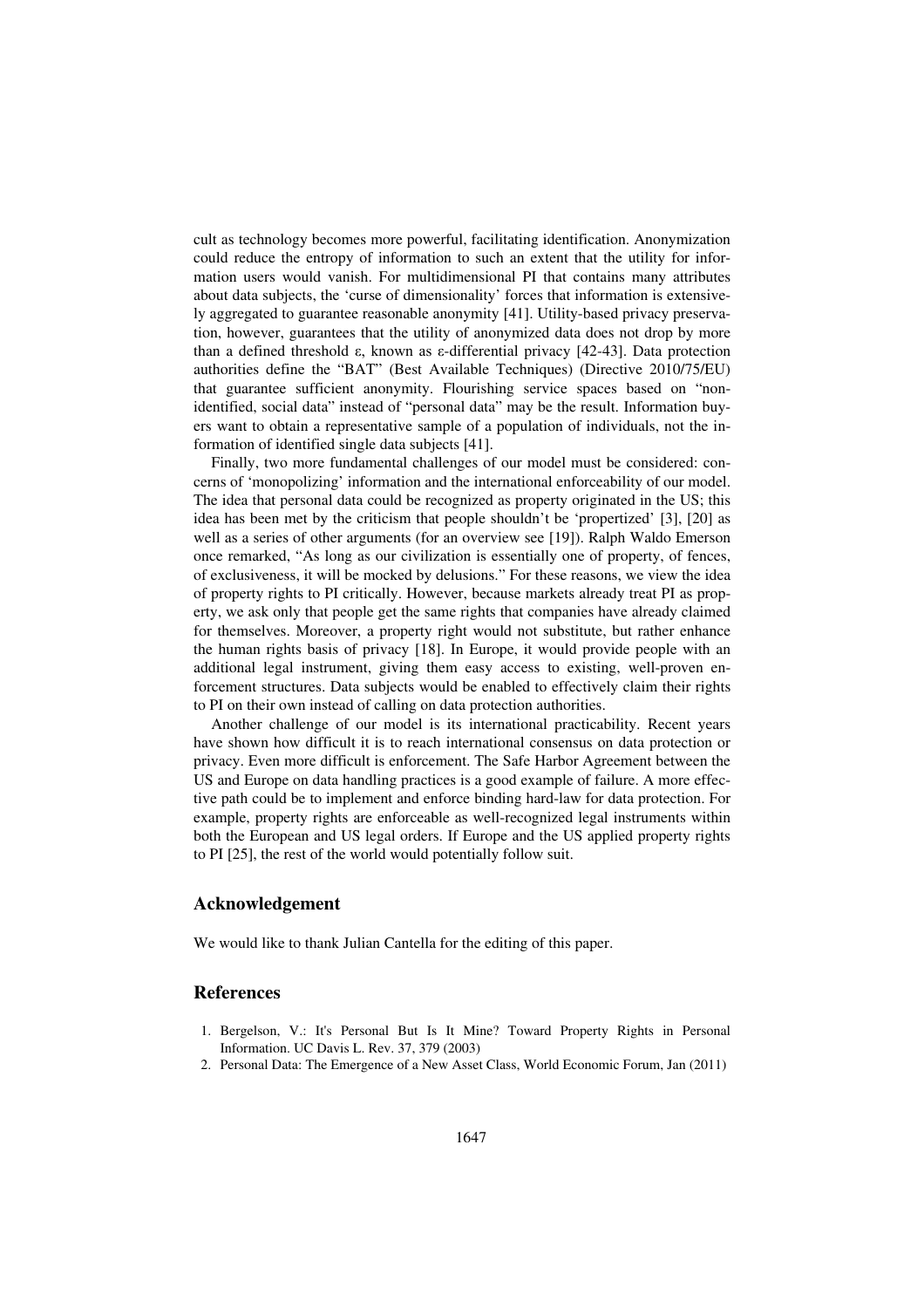cult as technology becomes more powerful, facilitating identification. Anonymization could reduce the entropy of information to such an extent that the utility for information users would vanish. For multidimensional PI that contains many attributes about data subjects, the 'curse of dimensionality' forces that information is extensively aggregated to guarantee reasonable anonymity [41]. Utility-based privacy preservation, however, guarantees that the utility of anonymized data does not drop by more than a defined threshold ε, known as ε-differential privacy [42-43]. Data protection authorities define the "BAT" (Best Available Techniques) (Directive 2010/75/EU) that guarantee sufficient anonymity. Flourishing service spaces based on "non-identified, social data" instead of "personal data" may be the result. Information buyers want to obtain a representative sample of a population of individuals, not the information of identified single data subjects [41].

Finally, two more fundamental challenges of our model must be considered: concerns of 'monopolizing' information and the international enforceability of our model. The idea that personal data could be recognized as property originated in the US; this idea has been met by the criticism that people shouldn't be 'propertized' [3], [20] as well as a series of other arguments (for an overview see [19]). Ralph Waldo Emerson once remarked, "As long as our civilization is essentially one of property, of fences, of exclusiveness, it will be mocked by delusions." For these reasons, we view the idea of property rights to PI critically. However, because markets already treat PI as property, we ask only that people get the same rights that companies have already claimed for themselves. Moreover, a property right would not substitute, but rather enhance the human rights basis of privacy [18]. In Europe, it would provide people with an additional legal instrument, giving them easy access to existing, well-proven enforcement structures. Data subjects would be enabled to effectively claim their rights to PI on their own instead of calling on data protection authorities.

Another challenge of our model is its international practicability. Recent years have shown how difficult it is to reach international consensus on data protection or privacy. Even more difficult is enforcement. The Safe Harbor Agreement between the US and Europe on data handling practices is a good example of failure. A more effective path could be to implement and enforce binding hard-law for data protection. For example, property rights are enforceable as well-recognized legal instruments within both the European and US legal orders. If Europe and the US applied property rights to PI [25], the rest of the world would potentially follow suit.

## Acknowledgement

We would like to thank Julian Cantella for the editing of this paper.

## References

1. Bergelson, V.: It's Personal But Is It Mine? Toward Property Rights in Personal Information. UC Davis L. Rev. 37, 379 (2003)
2. Personal Data: The Emergence of a New Asset Class, World Economic Forum, Jan (2011)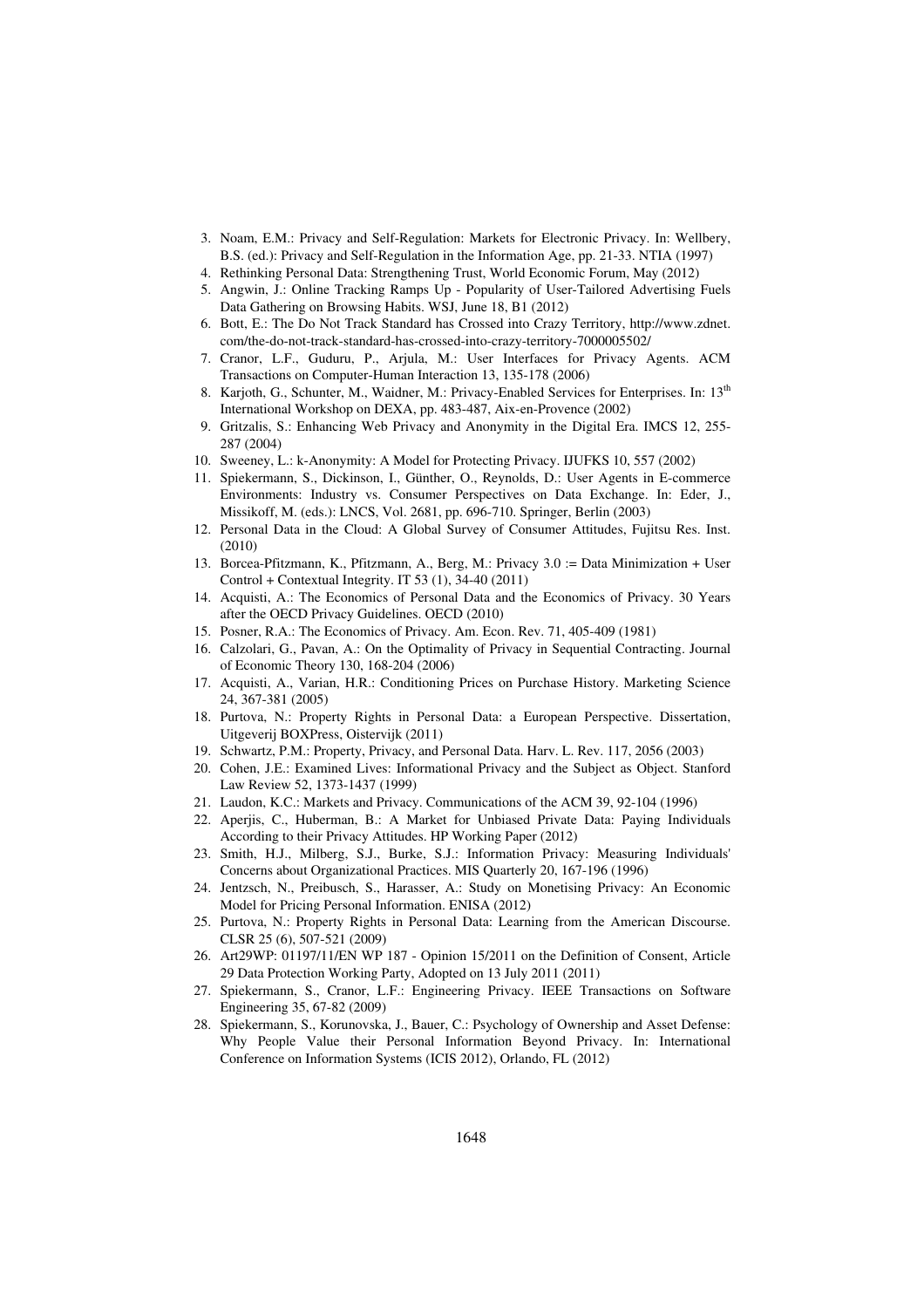3. Noam, E.M.: Privacy and Self-Regulation: Markets for Electronic Privacy. In: Wellbery, B.S. (ed.): Privacy and Self-Regulation in the Information Age, pp. 21-33. NTIA (1997)
4. Rethinking Personal Data: Strengthening Trust, World Economic Forum, May (2012)
5. Angwin, J.: Online Tracking Ramps Up - Popularity of User-Tailored Advertising Fuels Data Gathering on Browsing Habits. WSJ, June 18, B1 (2012)
6. Bott, E.: The Do Not Track Standard has Crossed into Crazy Territory, http://www.zdnet.com/the-do-not-track-standard-has-crossed-into-crazy-territory-7000005502/
7. Cranor, L.F., Guduru, P., Arjula, M.: User Interfaces for Privacy Agents. ACM Transactions on Computer-Human Interaction 13, 135-178 (2006)
8. Karjoth, G., Schunter, M., Waidner, M.: Privacy-Enabled Services for Enterprises. In: 13th International Workshop on DEXA, pp. 483-487, Aix-en-Provence (2002)
9. Gritzalis, S.: Enhancing Web Privacy and Anonymity in the Digital Era. IMCS 12, 255-287 (2004)
10. Sweeney, L.: k-Anonymity: A Model for Protecting Privacy. IJUFKS 10, 557 (2002)
11. Spiekermann, S., Dickinson, I., Günther, O., Reynolds, D.: User Agents in E-commerce Environments: Industry vs. Consumer Perspectives on Data Exchange. In: Eder, J., Missikoff, M. (eds.): LNCS, Vol. 2681, pp. 696-710. Springer, Berlin (2003)
12. Personal Data in the Cloud: A Global Survey of Consumer Attitudes, Fujitsu Res. Inst. (2010)
13. Borcea-Pfitzmann, K., Pfitzmann, A., Berg, M.: Privacy 3.0 := Data Minimization + User Control + Contextual Integrity. IT 53 (1), 34-40 (2011)
14. Acquisti, A.: The Economics of Personal Data and the Economics of Privacy. 30 Years after the OECD Privacy Guidelines. OECD (2010)
15. Posner, R.A.: The Economics of Privacy. Am. Econ. Rev. 71, 405-409 (1981)
16. Calzolari, G., Pavan, A.: On the Optimality of Privacy in Sequential Contracting. Journal of Economic Theory 130, 168-204 (2006)
17. Acquisti, A., Varian, H.R.: Conditioning Prices on Purchase History. Marketing Science 24, 367-381 (2005)
18. Purtova, N.: Property Rights in Personal Data: a European Perspective. Dissertation, Uitgeverij BOXPress, Oistervijk (2011)
19. Schwartz, P.M.: Property, Privacy, and Personal Data. Harv. L. Rev. 117, 2056 (2003)
20. Cohen, J.E.: Examined Lives: Informational Privacy and the Subject as Object. Stanford Law Review 52, 1373-1437 (1999)
21. Laudon, K.C.: Markets and Privacy. Communications of the ACM 39, 92-104 (1996)
22. Aperjis, C., Huberman, B.: A Market for Unbiased Private Data: Paying Individuals According to their Privacy Attitudes. HP Working Paper (2012)
23. Smith, H.J., Milberg, S.J., Burke, S.J.: Information Privacy: Measuring Individuals' Concerns about Organizational Practices. MIS Quarterly 20, 167-196 (1996)
24. Jentzsch, N., Preibusch, S., Harasser, A.: Study on Monetising Privacy: An Economic Model for Pricing Personal Information. ENISA (2012)
25. Purtova, N.: Property Rights in Personal Data: Learning from the American Discourse. CLSR 25 (6), 507-521 (2009)
26. Art29WP: 01197/11/EN WP 187 - Opinion 15/2011 on the Definition of Consent, Article 29 Data Protection Working Party, Adopted on 13 July 2011 (2011)
27. Spiekermann, S., Cranor, L.F.: Engineering Privacy. IEEE Transactions on Software Engineering 35, 67-82 (2009)
28. Spiekermann, S., Korunovska, J., Bauer, C.: Psychology of Ownership and Asset Defense: Why People Value their Personal Information Beyond Privacy. In: International Conference on Information Systems (ICIS 2012), Orlando, FL (2012)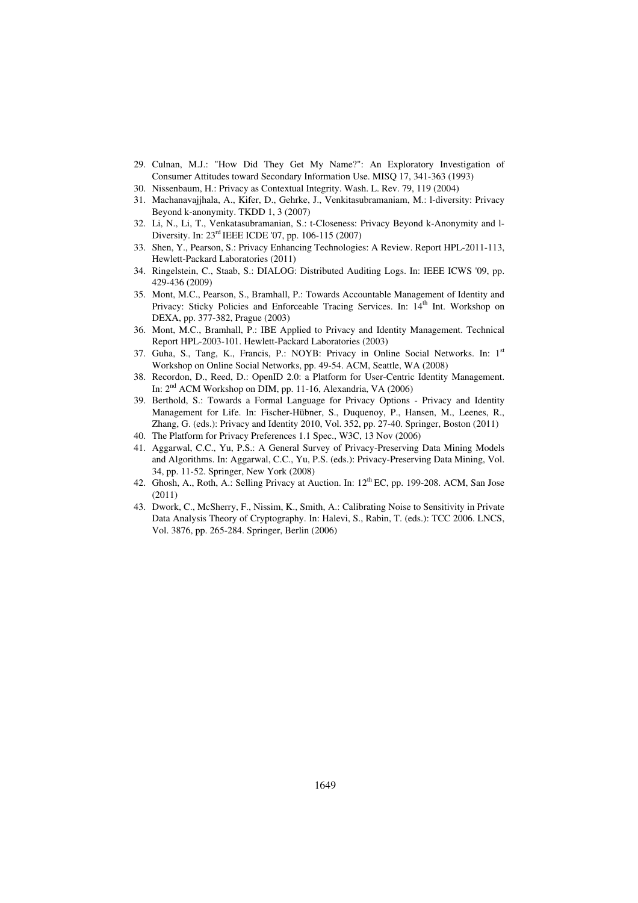29. Culnan, M.J.: "How Did They Get My Name?": An Exploratory Investigation of Consumer Attitudes toward Secondary Information Use. MISQ 17, 341-363 (1993)
30. Nissenbaum, H.: Privacy as Contextual Integrity. Wash. L. Rev. 79, 119 (2004)
31. Machanavajjhala, A., Kifer, D., Gehrke, J., Venkitasubramaniam, M.: l-diversity: Privacy Beyond k-anonymity. TKDD 1, 3 (2007)
32. Li, N., Li, T., Venkatasubramanian, S.: t-Closeness: Privacy Beyond k-Anonymity and l-Diversity. In: 23rd IEEE ICDE '07, pp. 106-115 (2007)
33. Shen, Y., Pearson, S.: Privacy Enhancing Technologies: A Review. Report HPL-2011-113, Hewlett-Packard Laboratories (2011)
34. Ringelstein, C., Staab, S.: DIALOG: Distributed Auditing Logs. In: IEEE ICWS '09, pp. 429-436 (2009)
35. Mont, M.C., Pearson, S., Bramhall, P.: Towards Accountable Management of Identity and Privacy: Sticky Policies and Enforceable Tracing Services. In: 14th Int. Workshop on DEXA, pp. 377-382, Prague (2003)
36. Mont, M.C., Bramhall, P.: IBE Applied to Privacy and Identity Management. Technical Report HPL-2003-101. Hewlett-Packard Laboratories (2003)
37. Guha, S., Tang, K., Francis, P.: NOYB: Privacy in Online Social Networks. In: 1st Workshop on Online Social Networks, pp. 49-54. ACM, Seattle, WA (2008)
38. Recordon, D., Reed, D.: OpenID 2.0: a Platform for User-Centric Identity Management. In: 2nd ACM Workshop on DIM, pp. 11-16, Alexandria, VA (2006)
39. Berthold, S.: Towards a Formal Language for Privacy Options - Privacy and Identity Management for Life. In: Fischer-Hübner, S., Duquenoy, P., Hansen, M., Leenes, R., Zhang, G. (eds.): Privacy and Identity 2010, Vol. 352, pp. 27-40. Springer, Boston (2011)
40. The Platform for Privacy Preferences 1.1 Spec., W3C, 13 Nov (2006)
41. Aggarwal, C.C., Yu, P.S.: A General Survey of Privacy-Preserving Data Mining Models and Algorithms. In: Aggarwal, C.C., Yu, P.S. (eds.): Privacy-Preserving Data Mining, Vol. 34, pp. 11-52. Springer, New York (2008)
42. Ghosh, A., Roth, A.: Selling Privacy at Auction. In: 12th EC, pp. 199-208. ACM, San Jose (2011)
43. Dwork, C., McSherry, F., Nissim, K., Smith, A.: Calibrating Noise to Sensitivity in Private Data Analysis Theory of Cryptography. In: Halevi, S., Rabin, T. (eds.): TCC 2006. LNCS, Vol. 3876, pp. 265-284. Springer, Berlin (2006)